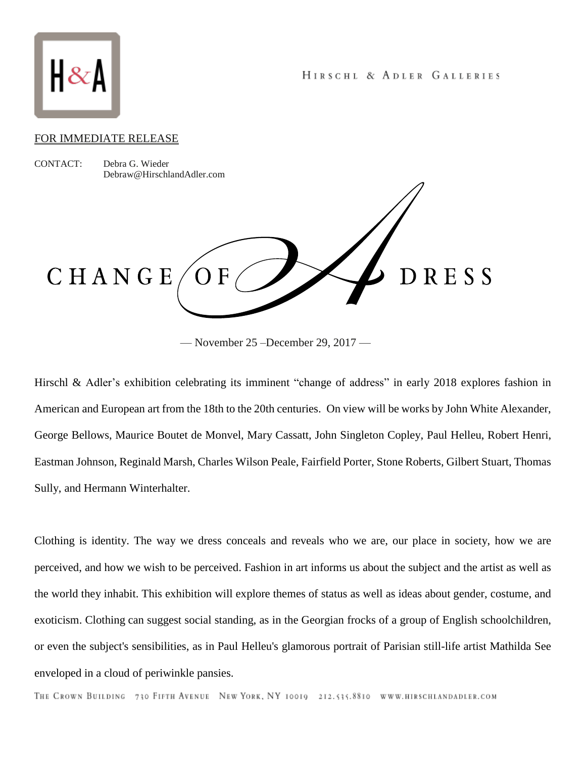H&A

HIRSCHL & ADLER GALLERIES

FOR IMMEDIATE RELEASE

CONTACT: Debra G. Wieder
Debraw@HirschlandAdler.com

# CHANGE OF ADRESS

— November 25 –December 29, 2017 —

Hirschl & Adler's exhibition celebrating its imminent "change of address" in early 2018 explores fashion in American and European art from the 18th to the 20th centuries. On view will be works by John White Alexander, George Bellows, Maurice Boutet de Monvel, Mary Cassatt, John Singleton Copley, Paul Helleu, Robert Henri, Eastman Johnson, Reginald Marsh, Charles Wilson Peale, Fairfield Porter, Stone Roberts, Gilbert Stuart, Thomas Sully, and Hermann Winterhalter.

Clothing is identity. The way we dress conceals and reveals who we are, our place in society, how we are perceived, and how we wish to be perceived. Fashion in art informs us about the subject and the artist as well as the world they inhabit. This exhibition will explore themes of status as well as ideas about gender, costume, and exoticism. Clothing can suggest social standing, as in the Georgian frocks of a group of English schoolchildren, or even the subject's sensibilities, as in Paul Helleu's glamorous portrait of Parisian still-life artist Mathilda See enveloped in a cloud of periwinkle pansies.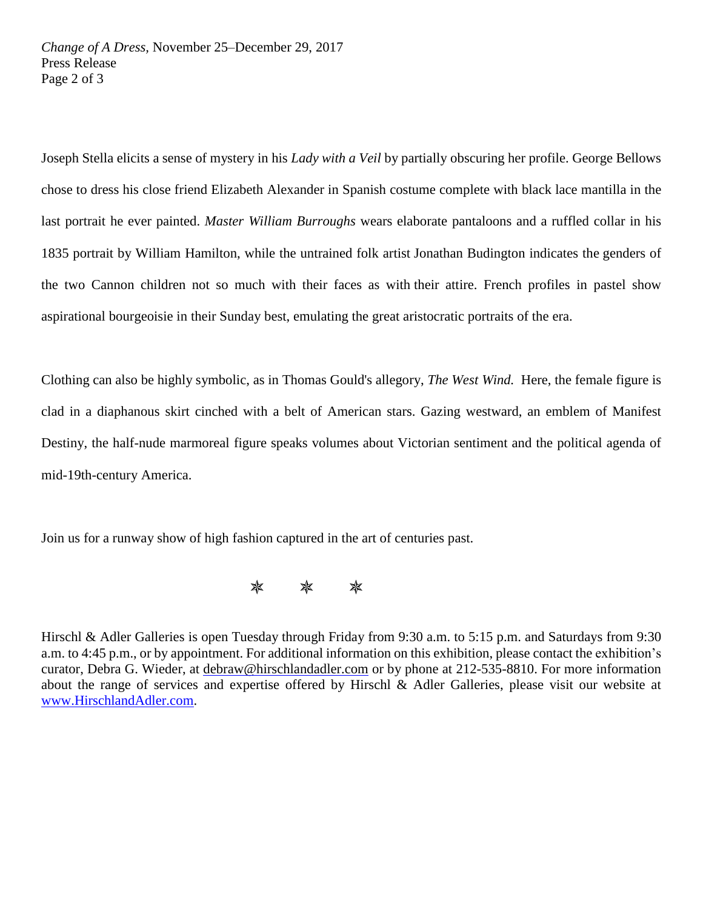Joseph Stella elicits a sense of mystery in his *Lady with a Veil* by partially obscuring her profile. George Bellows chose to dress his close friend Elizabeth Alexander in Spanish costume complete with black lace mantilla in the last portrait he ever painted. *Master William Burroughs* wears elaborate pantaloons and a ruffled collar in his 1835 portrait by William Hamilton, while the untrained folk artist Jonathan Budington indicates the genders of the two Cannon children not so much with their faces as with their attire. French profiles in pastel show aspirational bourgeoisie in their Sunday best, emulating the great aristocratic portraits of the era.

Clothing can also be highly symbolic, as in Thomas Gould's allegory, *The West Wind.* Here, the female figure is clad in a diaphanous skirt cinched with a belt of American stars. Gazing westward, an emblem of Manifest Destiny, the half-nude marmoreal figure speaks volumes about Victorian sentiment and the political agenda of mid-19th-century America.

Join us for a runway show of high fashion captured in the art of centuries past.

✵ ✵ ✵

Hirschl & Adler Galleries is open Tuesday through Friday from 9:30 a.m. to 5:15 p.m. and Saturdays from 9:30 a.m. to 4:45 p.m., or by appointment. For additional information on this exhibition, please contact the exhibition's curator, Debra G. Wieder, at debraw@hirschlandadler.com or by phone at 212-535-8810. For more information about the range of services and expertise offered by Hirschl & Adler Galleries, please visit our website at www.HirschlandAdler.com.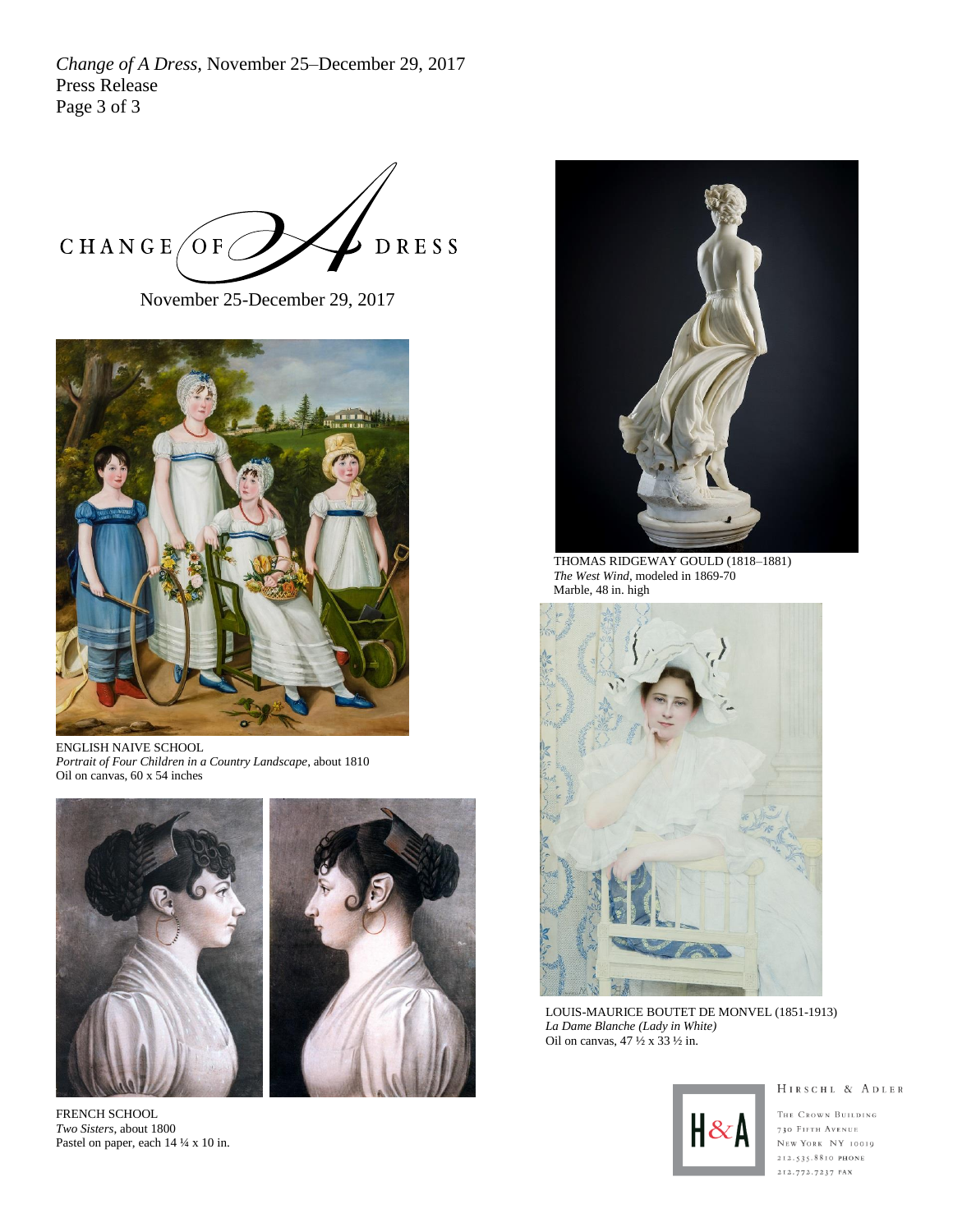CHANGE OF A DRESS

November 25-December 29, 2017

ENGLISH NAIVE SCHOOL
*Portrait of Four Children in a Country Landscape*, about 1810
Oil on canvas, 60 x 54 inches

FRENCH SCHOOL
*Two Sisters*, about 1800
Pastel on paper, each 14 ¼ x 10 in.

THOMAS RIDGEWAY GOULD (1818–1881)
*The West Wind*, modeled in 1869-70
Marble, 48 in. high

LOUIS-MAURICE BOUTET DE MONVEL (1851-1913)
*La Dame Blanche (Lady in White)*
Oil on canvas, 47 ½ x 33 ½ in.

H&A

HIRSCHL & ADLER

THE CROWN BUILDING
730 FIFTH AVENUE
NEW YORK NY 10019
212.535.8810 PHONE
212.772.7237 FAX